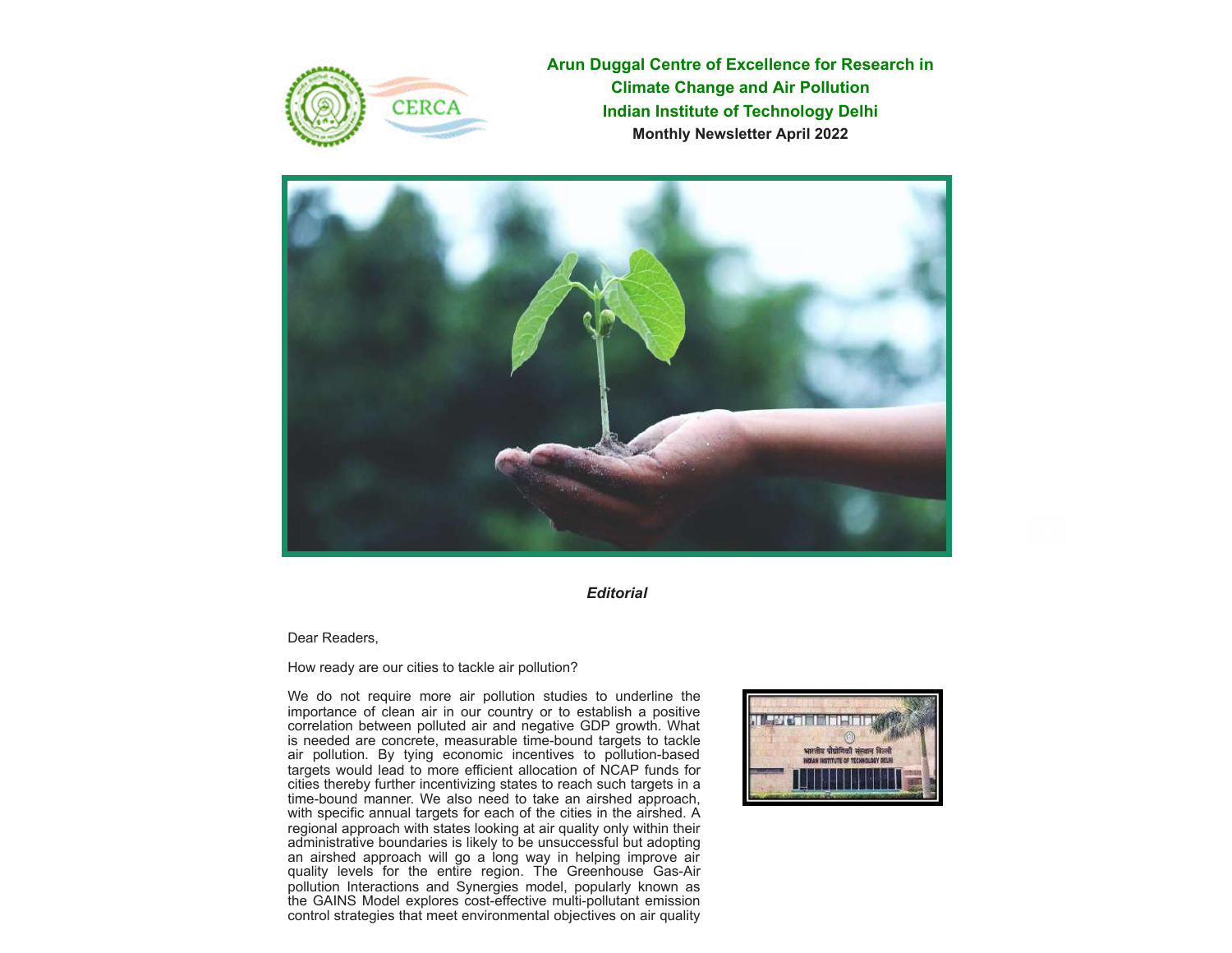**Arun Duggal Centre of Excellence for Research in Climate Change and Air Pollution**

**Indian Institute of Technology Delhi**

**Monthly Newsletter April 2022**

## *Editorial*

Dear Readers,

How ready are our cities to tackle air pollution?

We do not require more air pollution studies to underline the importance of clean air in our country or to establish a positive correlation between polluted air and negative GDP growth. What is needed are concrete, measurable time-bound targets to tackle air pollution. By tying economic incentives to pollution-based targets would lead to more efficient allocation of NCAP funds for cities thereby further incentivizing states to reach such targets in a time-bound manner. We also need to take an airshed approach, with specific annual targets for each of the cities in the airshed. A regional approach with states looking at air quality only within their administrative boundaries is likely to be unsuccessful but adopting an airshed approach will go a long way in helping improve air quality levels for the entire region. The Greenhouse Gas-Air pollution Interactions and Synergies model, popularly known as the GAINS Model explores cost-effective multi-pollutant emission control strategies that meet environmental objectives on air quality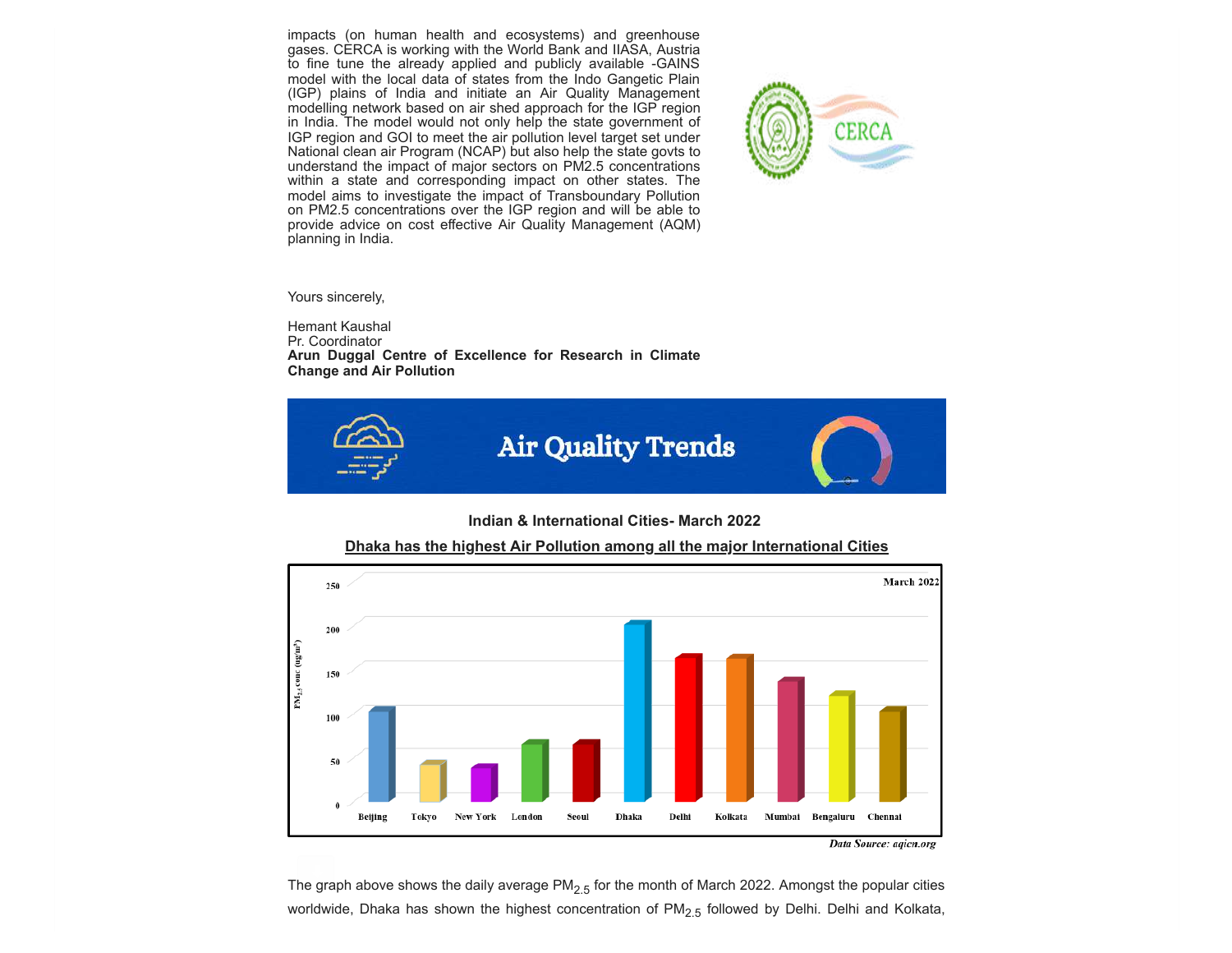impacts (on human health and ecosystems) and greenhouse gases. CERCA is working with the World Bank and IIASA, Austria to fine tune the already applied and publicly available -GAINS model with the local data of states from the Indo Gangetic Plain (IGP) plains of India and initiate an Air Quality Management modelling network based on air shed approach for the IGP region in India. The model would not only help the state government of IGP region and GOI to meet the air pollution level target set under National clean air Program (NCAP) but also help the state govts to understand the impact of major sectors on PM2.5 concentrations within a state and corresponding impact on other states. The model aims to investigate the impact of Transboundary Pollution on PM2.5 concentrations over the IGP region and will be able to provide advice on cost effective Air Quality Management (AQM) planning in India.

Yours sincerely,

Hemant Kaushal
Pr. Coordinator
**Arun Duggal Centre of Excellence for Research in Climate Change and Air Pollution**

# Air Quality Trends

**Indian & International Cities- March 2022**

**Dhaka has the highest Air Pollution among all the major International Cities**

March 2022

$PM_{2.5}$ conc (ug/m$^3$)

250
200
150
100
50
0

Beijing, Tokyo, New York, London, Seoul, Dhaka, Delhi, Kolkata, Mumbai, Bengaluru, Chennai

*Data Source: aqicn.org*

The graph above shows the daily average $PM_{2.5}$ for the month of March 2022. Amongst the popular cities worldwide, Dhaka has shown the highest concentration of $PM_{2.5}$ followed by Delhi. Delhi and Kolkata,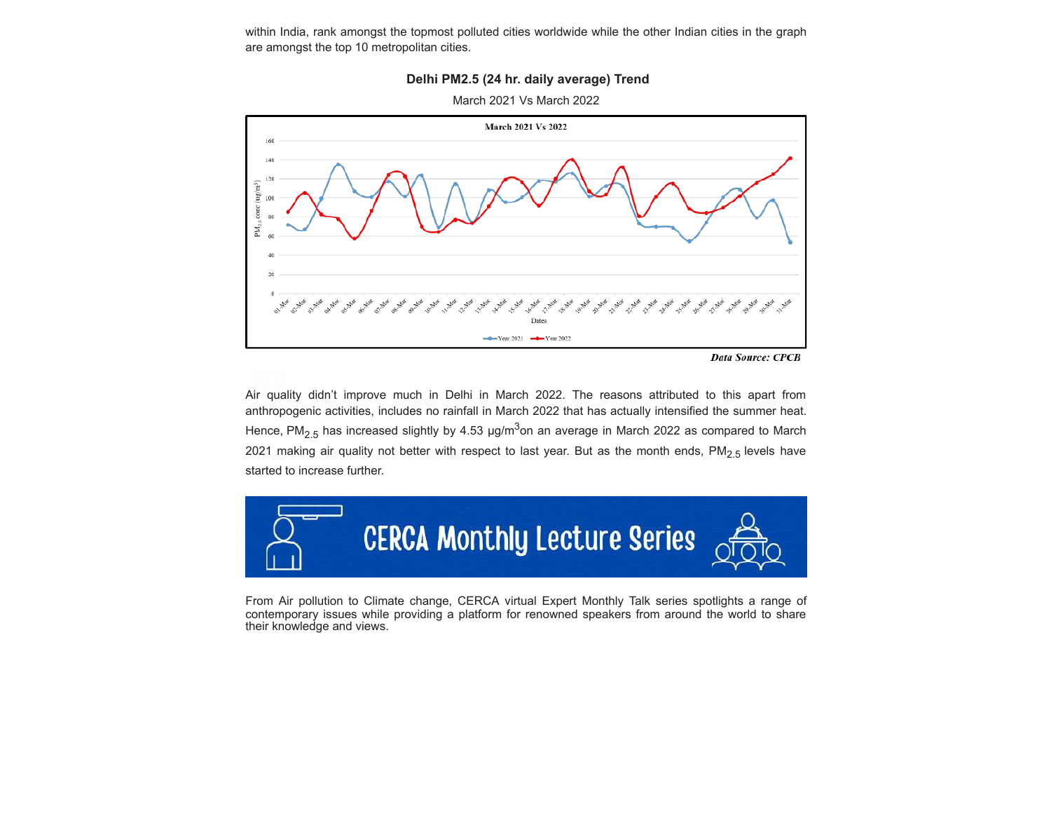within India, rank amongst the topmost polluted cities worldwide while the other Indian cities in the graph are amongst the top 10 metropolitan cities.

**Delhi PM2.5 (24 hr. daily average) Trend**

March 2021 Vs March 2022

March 2021 Vs 2022

$PM_{2.5}$ conc (ug/m$^3$)

160
140
120
100
80
60
40
20
0

01-Mar 02-Mar 03-Mar 04-Mar 05-Mar 06-Mar 07-Mar 08-Mar 09-Mar 10-Mar 11-Mar 12-Mar 13-Mar 14-Mar 15-Mar 16-Mar 17-Mar 18-Mar 19-Mar 20-Mar 21-Mar 22-Mar 23-Mar 24-Mar 25-Mar 26-Mar 27-Mar 28-Mar 29-Mar 30-Mar 31-Mar

Dates

Year 2021 Year 2022

***Data Source: CPCB***

Air quality didn't improve much in Delhi in March 2022. The reasons attributed to this apart from anthropogenic activities, includes no rainfall in March 2022 that has actually intensified the summer heat. Hence, $PM_{2.5}$ has increased slightly by 4.53 µg/m$^3$on an average in March 2022 as compared to March 2021 making air quality not better with respect to last year. But as the month ends, $PM_{2.5}$ levels have started to increase further.

# CERCA Monthly Lecture Series

From Air pollution to Climate change, CERCA virtual Expert Monthly Talk series spotlights a range of contemporary issues while providing a platform for renowned speakers from around the world to share their knowledge and views.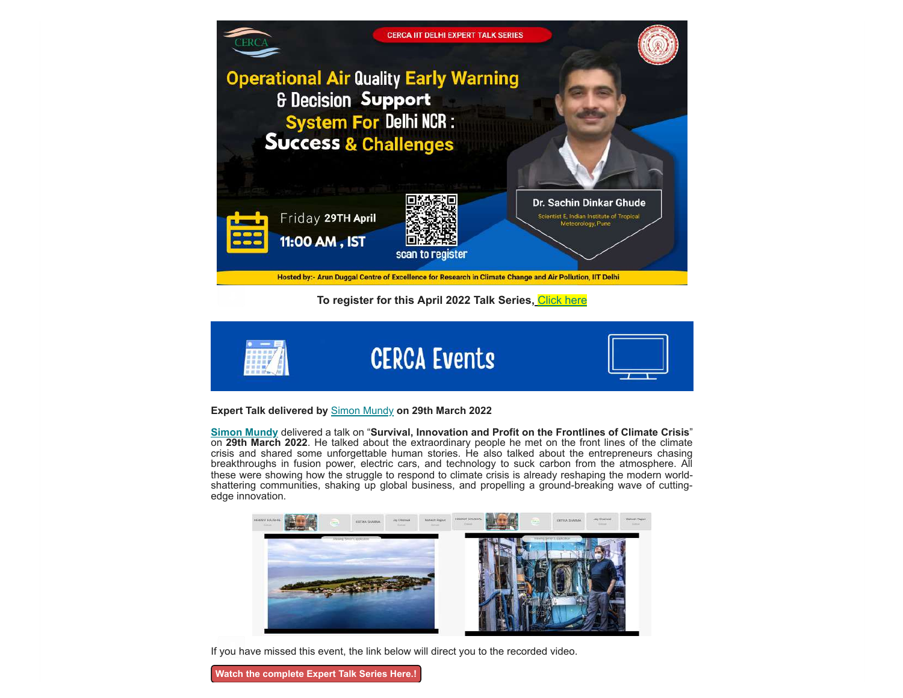CERCA IIT DELHI EXPERT TALK SERIES

# Operational Air Quality Early Warning & Decision Support System For Delhi NCR : Success & Challenges

Friday 29TH April

11:00 AM , IST

scan to register

**Dr. Sachin Dinkar Ghude**

Scientist E, Indian Institute of Tropical Meteorology, Pune

Hosted by:- Arun Duggal Centre of Excellence for Research in Climate Change and Air Pollution, IIT Delhi

**To register for this April 2022 Talk Series, Click here**

## CERCA Events

**Expert Talk delivered by Simon Mundy on 29th March 2022**

**Simon Mundy** delivered a talk on "**Survival, Innovation and Profit on the Frontlines of Climate Crisis**" on **29th March 2022**. He talked about the extraordinary people he met on the front lines of the climate crisis and shared some unforgettable human stories. He also talked about the entrepreneurs chasing breakthroughs in fusion power, electric cars, and technology to suck carbon from the atmosphere. All these were showing how the struggle to respond to climate crisis is already reshaping the modern world-shattering communities, shaking up global business, and propelling a ground-breaking wave of cutting-edge innovation.

If you have missed this event, the link below will direct you to the recorded video.

**Watch the complete Expert Talk Series Here.!**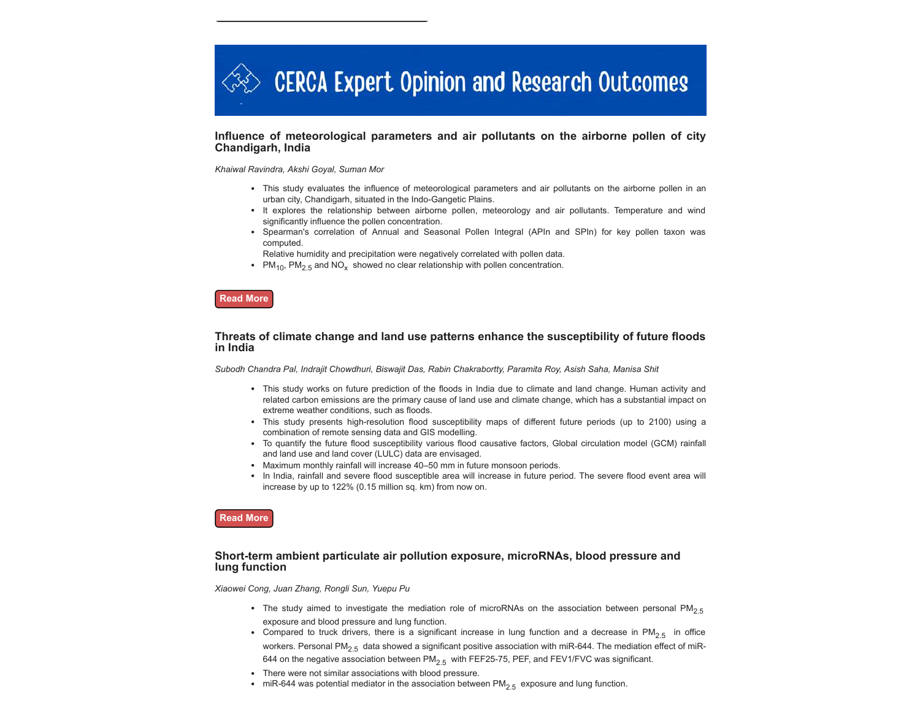# CERCA Expert Opinion and Research Outcomes

### Influence of meteorological parameters and air pollutants on the airborne pollen of city Chandigarh, India

*Khaiwal Ravindra, Akshi Goyal, Suman Mor*

- This study evaluates the influence of meteorological parameters and air pollutants on the airborne pollen in an urban city, Chandigarh, situated in the Indo-Gangetic Plains.
- It explores the relationship between airborne pollen, meteorology and air pollutants. Temperature and wind significantly influence the pollen concentration.
- Spearman's correlation of Annual and Seasonal Pollen Integral (APIn and SPIn) for key pollen taxon was computed.
  Relative humidity and precipitation were negatively correlated with pollen data.
- $PM_{10}$, $PM_{2.5}$ and $NO_x$ showed no clear relationship with pollen concentration.

**Read More**

### Threats of climate change and land use patterns enhance the susceptibility of future floods in India

*Subodh Chandra Pal, Indrajit Chowdhuri, Biswajit Das, Rabin Chakrabortty, Paramita Roy, Asish Saha, Manisa Shit*

- This study works on future prediction of the floods in India due to climate and land change. Human activity and related carbon emissions are the primary cause of land use and climate change, which has a substantial impact on extreme weather conditions, such as floods.
- This study presents high-resolution flood susceptibility maps of different future periods (up to 2100) using a combination of remote sensing data and GIS modelling.
- To quantify the future flood susceptibility various flood causative factors, Global circulation model (GCM) rainfall and land use and land cover (LULC) data are envisaged.
- Maximum monthly rainfall will increase 40–50 mm in future monsoon periods.
- In India, rainfall and severe flood susceptible area will increase in future period. The severe flood event area will increase by up to 122% (0.15 million sq. km) from now on.

**Read More**

### Short-term ambient particulate air pollution exposure, microRNAs, blood pressure and lung function

*Xiaowei Cong, Juan Zhang, Rongli Sun, Yuepu Pu*

- The study aimed to investigate the mediation role of microRNAs on the association between personal $PM_{2.5}$ exposure and blood pressure and lung function.
- Compared to truck drivers, there is a significant increase in lung function and a decrease in $PM_{2.5}$ in office workers. Personal $PM_{2.5}$ data showed a significant positive association with miR-644. The mediation effect of miR-644 on the negative association between $PM_{2.5}$ with FEF25-75, PEF, and FEV1/FVC was significant.
- There were not similar associations with blood pressure.
- miR-644 was potential mediator in the association between $PM_{2.5}$ exposure and lung function.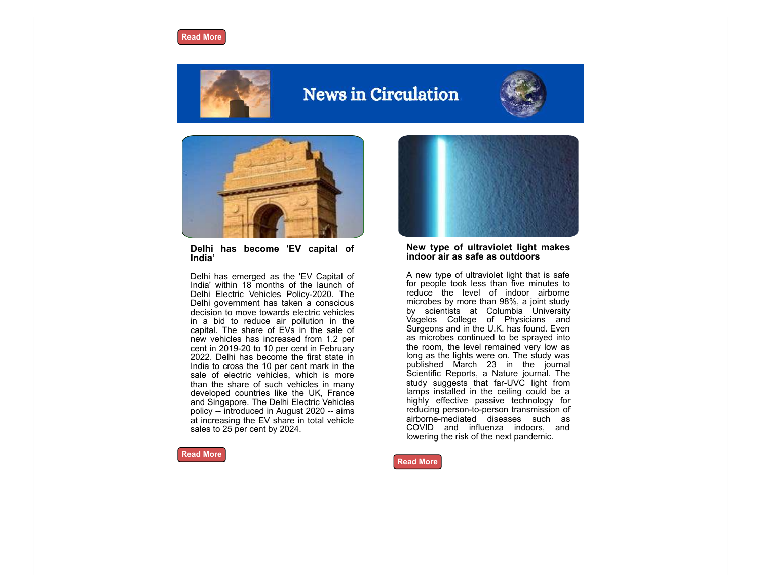Read More

# News in Circulation

## Delhi has become 'EV capital of India'

Delhi has emerged as the 'EV Capital of India' within 18 months of the launch of Delhi Electric Vehicles Policy-2020. The Delhi government has taken a conscious decision to move towards electric vehicles in a bid to reduce air pollution in the capital. The share of EVs in the sale of new vehicles has increased from 1.2 per cent in 2019-20 to 10 per cent in February 2022. Delhi has become the first state in India to cross the 10 per cent mark in the sale of electric vehicles, which is more than the share of such vehicles in many developed countries like the UK, France and Singapore. The Delhi Electric Vehicles policy -- introduced in August 2020 -- aims at increasing the EV share in total vehicle sales to 25 per cent by 2024.

Read More

## New type of ultraviolet light makes indoor air as safe as outdoors

A new type of ultraviolet light that is safe for people took less than five minutes to reduce the level of indoor airborne microbes by more than 98%, a joint study by scientists at Columbia University Vagelos College of Physicians and Surgeons and in the U.K. has found. Even as microbes continued to be sprayed into the room, the level remained very low as long as the lights were on. The study was published March 23 in the journal Scientific Reports, a Nature journal. The study suggests that far-UVC light from lamps installed in the ceiling could be a highly effective passive technology for reducing person-to-person transmission of airborne-mediated diseases such as COVID and influenza indoors, and lowering the risk of the next pandemic.

Read More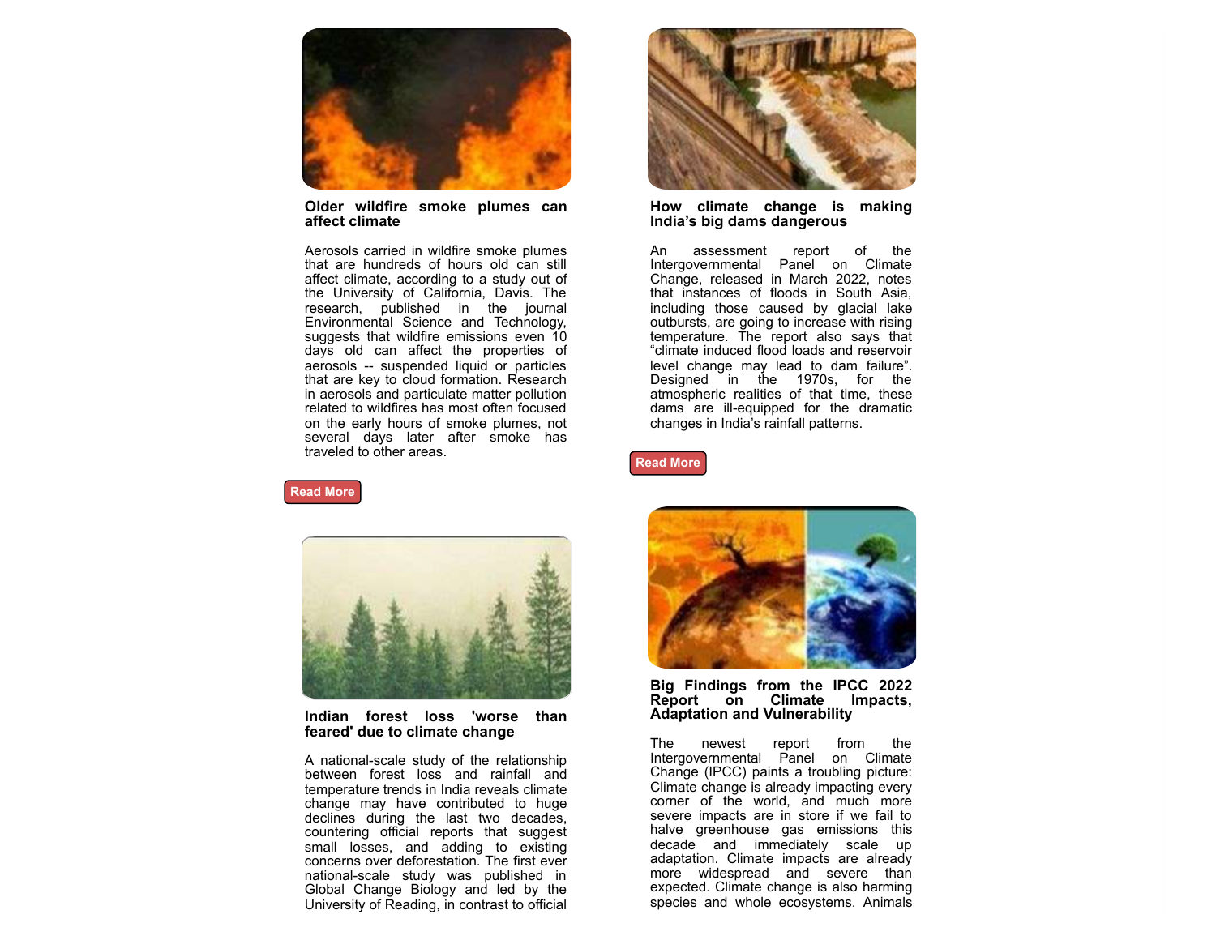## Older wildfire smoke plumes can affect climate

Aerosols carried in wildfire smoke plumes that are hundreds of hours old can still affect climate, according to a study out of the University of California, Davis. The research, published in the journal Environmental Science and Technology, suggests that wildfire emissions even 10 days old can affect the properties of aerosols -- suspended liquid or particles that are key to cloud formation. Research in aerosols and particulate matter pollution related to wildfires has most often focused on the early hours of smoke plumes, not several days later after smoke has traveled to other areas.

Read More

## How climate change is making India's big dams dangerous

An assessment report of the Intergovernmental Panel on Climate Change, released in March 2022, notes that instances of floods in South Asia, including those caused by glacial lake outbursts, are going to increase with rising temperature. The report also says that "climate induced flood loads and reservoir level change may lead to dam failure". Designed in the 1970s, for the atmospheric realities of that time, these dams are ill-equipped for the dramatic changes in India's rainfall patterns.

Read More

## Indian forest loss 'worse than feared' due to climate change

A national-scale study of the relationship between forest loss and rainfall and temperature trends in India reveals climate change may have contributed to huge declines during the last two decades, countering official reports that suggest small losses, and adding to existing concerns over deforestation. The first ever national-scale study was published in Global Change Biology and led by the University of Reading, in contrast to official

## Big Findings from the IPCC 2022 Report on Climate Impacts, Adaptation and Vulnerability

The newest report from the Intergovernmental Panel on Climate Change (IPCC) paints a troubling picture: Climate change is already impacting every corner of the world, and much more severe impacts are in store if we fail to halve greenhouse gas emissions this decade and immediately scale up adaptation. Climate impacts are already more widespread and severe than expected. Climate change is also harming species and whole ecosystems. Animals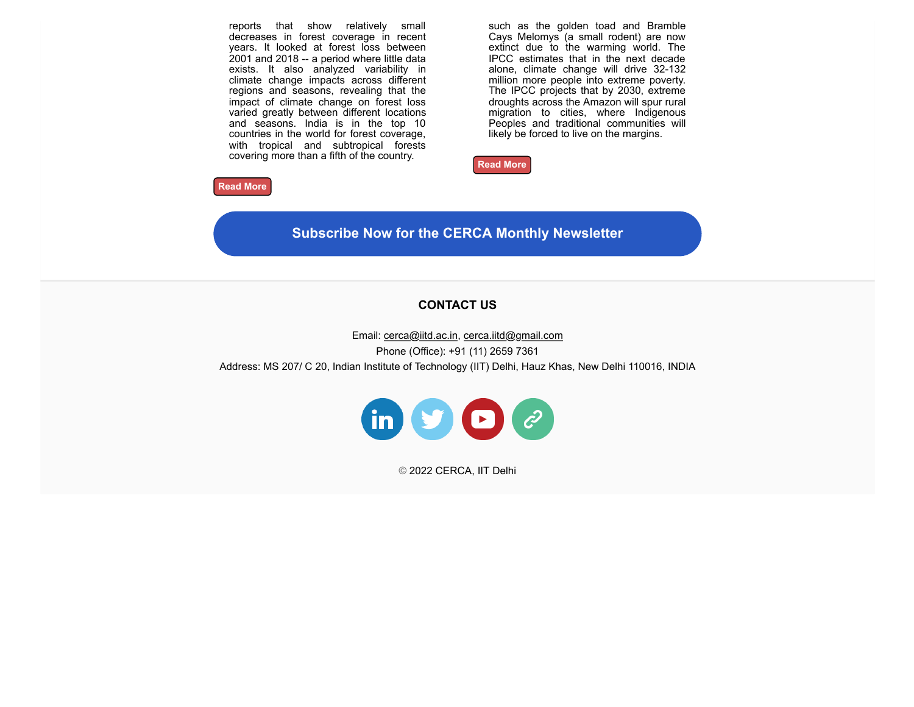reports that show relatively small decreases in forest coverage in recent years. It looked at forest loss between 2001 and 2018 -- a period where little data exists. It also analyzed variability in climate change impacts across different regions and seasons, revealing that the impact of climate change on forest loss varied greatly between different locations and seasons. India is in the top 10 countries in the world for forest coverage, with tropical and subtropical forests covering more than a fifth of the country.

Read More

such as the golden toad and Bramble Cays Melomys (a small rodent) are now extinct due to the warming world. The IPCC estimates that in the next decade alone, climate change will drive 32-132 million more people into extreme poverty. The IPCC projects that by 2030, extreme droughts across the Amazon will spur rural migration to cities, where Indigenous Peoples and traditional communities will likely be forced to live on the margins.

Read More

**Subscribe Now for the CERCA Monthly Newsletter**

## CONTACT US

Email: cerca@iitd.ac.in, cerca.iitd@gmail.com

Phone (Office): +91 (11) 2659 7361

Address: MS 207/ C 20, Indian Institute of Technology (IIT) Delhi, Hauz Khas, New Delhi 110016, INDIA

© 2022 CERCA, IIT Delhi